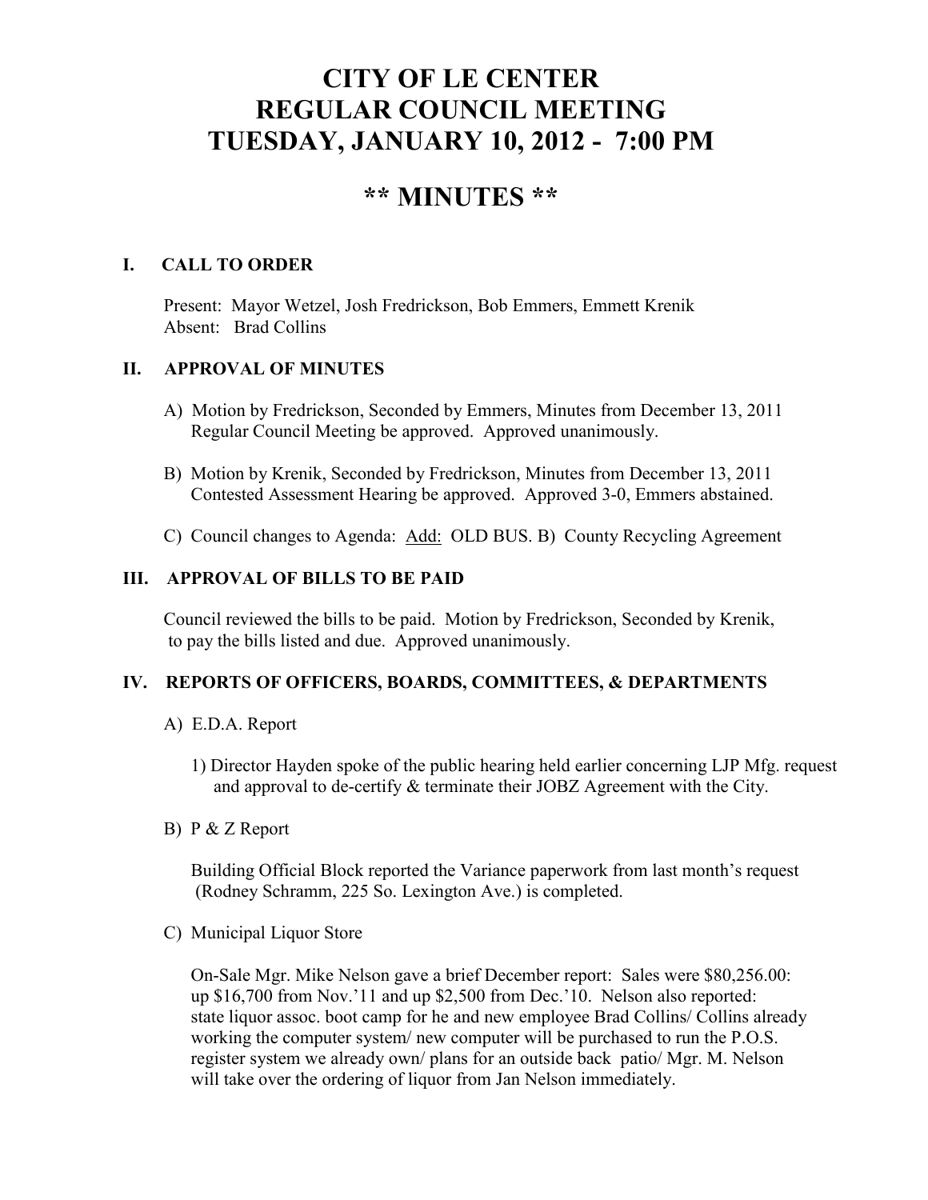# CITY OF LE CENTER
# REGULAR COUNCIL MEETING
# TUESDAY, JANUARY 10, 2012 - 7:00 PM

## ** MINUTES **

### I. CALL TO ORDER

Present: Mayor Wetzel, Josh Fredrickson, Bob Emmers, Emmett Krenik
Absent: Brad Collins

### II. APPROVAL OF MINUTES

A) Motion by Fredrickson, Seconded by Emmers, Minutes from December 13, 2011 Regular Council Meeting be approved. Approved unanimously.

B) Motion by Krenik, Seconded by Fredrickson, Minutes from December 13, 2011 Contested Assessment Hearing be approved. Approved 3-0, Emmers abstained.

C) Council changes to Agenda: <u>Add:</u> OLD BUS. B) County Recycling Agreement

### III. APPROVAL OF BILLS TO BE PAID

Council reviewed the bills to be paid. Motion by Fredrickson, Seconded by Krenik, to pay the bills listed and due. Approved unanimously.

### IV. REPORTS OF OFFICERS, BOARDS, COMMITTEES, & DEPARTMENTS

A) E.D.A. Report

1) Director Hayden spoke of the public hearing held earlier concerning LJP Mfg. request and approval to de-certify & terminate their JOBZ Agreement with the City.

B) P & Z Report

Building Official Block reported the Variance paperwork from last month's request (Rodney Schramm, 225 So. Lexington Ave.) is completed.

C) Municipal Liquor Store

On-Sale Mgr. Mike Nelson gave a brief December report: Sales were $80,256.00: up $16,700 from Nov.'11 and up $2,500 from Dec.'10. Nelson also reported: state liquor assoc. boot camp for he and new employee Brad Collins/ Collins already working the computer system/ new computer will be purchased to run the P.O.S. register system we already own/ plans for an outside back patio/ Mgr. M. Nelson will take over the ordering of liquor from Jan Nelson immediately.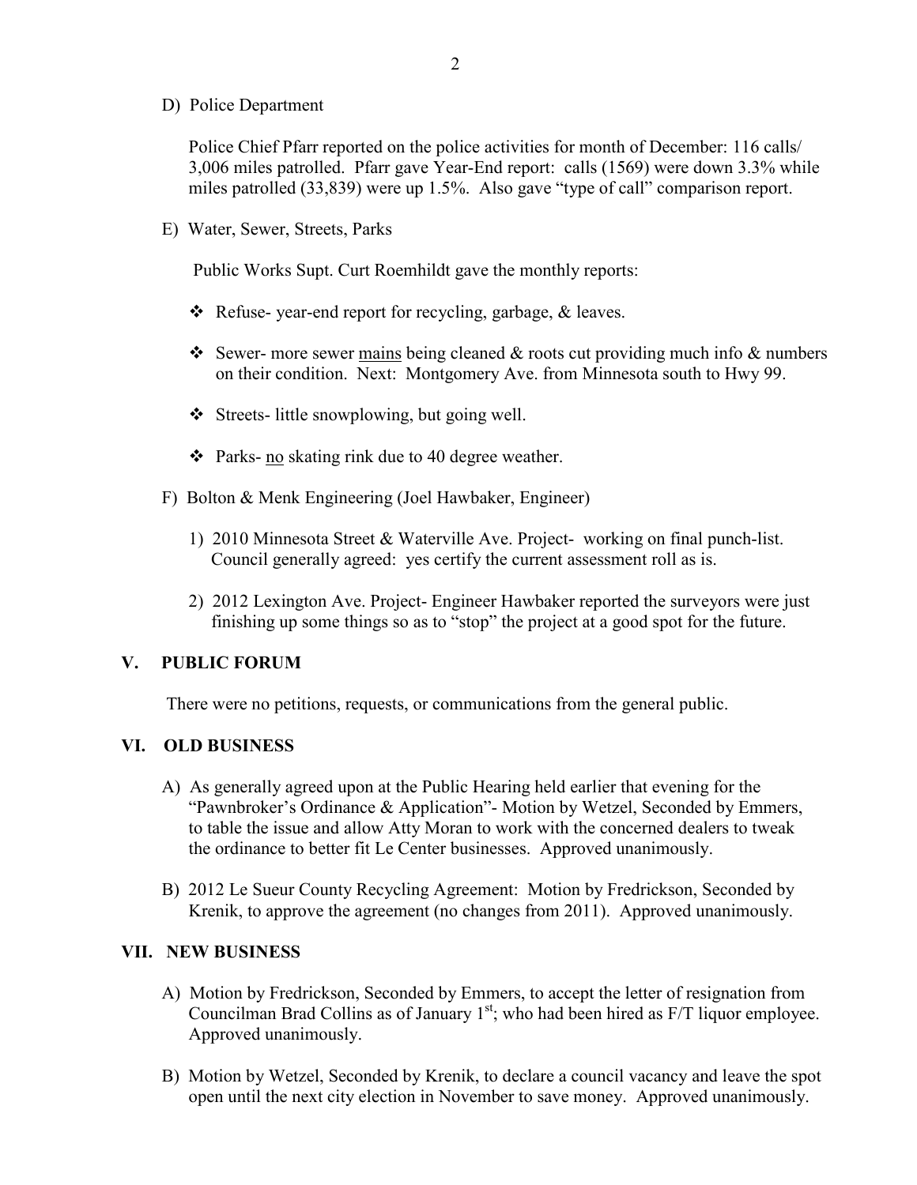D) Police Department

Police Chief Pfarr reported on the police activities for month of December: 116 calls/ 3,006 miles patrolled. Pfarr gave Year-End report: calls (1569) were down 3.3% while miles patrolled (33,839) were up 1.5%. Also gave "type of call" comparison report.

E) Water, Sewer, Streets, Parks

Public Works Supt. Curt Roemhildt gave the monthly reports:

- Refuse- year-end report for recycling, garbage, & leaves.
- Sewer- more sewer mains being cleaned & roots cut providing much info & numbers on their condition. Next: Montgomery Ave. from Minnesota south to Hwy 99.
- Streets- little snowplowing, but going well.
- Parks- no skating rink due to 40 degree weather.

F) Bolton & Menk Engineering (Joel Hawbaker, Engineer)

1) 2010 Minnesota Street & Waterville Ave. Project- working on final punch-list. Council generally agreed: yes certify the current assessment roll as is.

2) 2012 Lexington Ave. Project- Engineer Hawbaker reported the surveyors were just finishing up some things so as to "stop" the project at a good spot for the future.

## V. PUBLIC FORUM

There were no petitions, requests, or communications from the general public.

## VI. OLD BUSINESS

A) As generally agreed upon at the Public Hearing held earlier that evening for the "Pawnbroker's Ordinance & Application"- Motion by Wetzel, Seconded by Emmers, to table the issue and allow Atty Moran to work with the concerned dealers to tweak the ordinance to better fit Le Center businesses. Approved unanimously.

B) 2012 Le Sueur County Recycling Agreement: Motion by Fredrickson, Seconded by Krenik, to approve the agreement (no changes from 2011). Approved unanimously.

## VII. NEW BUSINESS

A) Motion by Fredrickson, Seconded by Emmers, to accept the letter of resignation from Councilman Brad Collins as of January 1st; who had been hired as F/T liquor employee. Approved unanimously.

B) Motion by Wetzel, Seconded by Krenik, to declare a council vacancy and leave the spot open until the next city election in November to save money. Approved unanimously.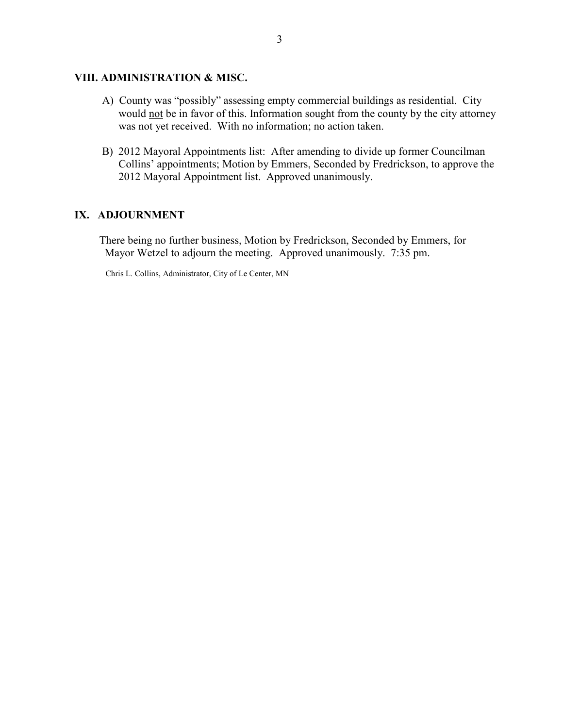## VIII. ADMINISTRATION & MISC.

A) County was "possibly" assessing empty commercial buildings as residential. City would <u>not</u> be in favor of this. Information sought from the county by the city attorney was not yet received. With no information; no action taken.

B) 2012 Mayoral Appointments list: After amending to divide up former Councilman Collins' appointments; Motion by Emmers, Seconded by Fredrickson, to approve the 2012 Mayoral Appointment list. Approved unanimously.

## IX. ADJOURNMENT

There being no further business, Motion by Fredrickson, Seconded by Emmers, for Mayor Wetzel to adjourn the meeting. Approved unanimously. 7:35 pm.

Chris L. Collins, Administrator, City of Le Center, MN